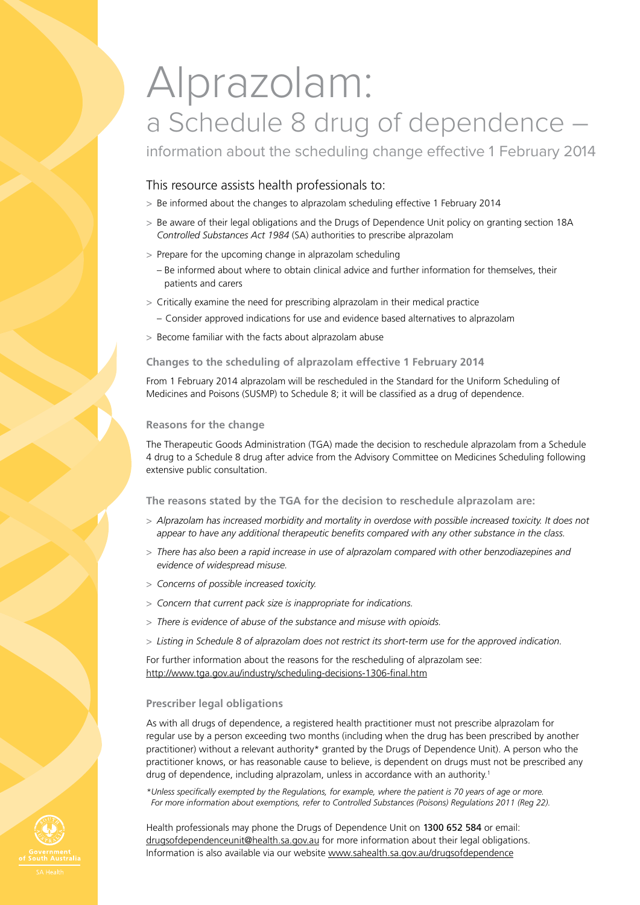# Alprazolam:

## a Schedule 8 drug of dependence –

information about the scheduling change effective 1 February 2014

### This resource assists health professionals to:

> Be informed about the changes to alprazolam scheduling effective 1 February 2014

> Be aware of their legal obligations and the Drugs of Dependence Unit policy on granting section 18A *Controlled Substances Act 1984* (SA) authorities to prescribe alprazolam

> Prepare for the upcoming change in alprazolam scheduling

  – Be informed about where to obtain clinical advice and further information for themselves, their patients and carers

> Critically examine the need for prescribing alprazolam in their medical practice

  – Consider approved indications for use and evidence based alternatives to alprazolam

> Become familiar with the facts about alprazolam abuse

#### Changes to the scheduling of alprazolam effective 1 February 2014

From 1 February 2014 alprazolam will be rescheduled in the Standard for the Uniform Scheduling of Medicines and Poisons (SUSMP) to Schedule 8; it will be classified as a drug of dependence.

#### Reasons for the change

The Therapeutic Goods Administration (TGA) made the decision to reschedule alprazolam from a Schedule 4 drug to a Schedule 8 drug after advice from the Advisory Committee on Medicines Scheduling following extensive public consultation.

#### The reasons stated by the TGA for the decision to reschedule alprazolam are:

> *Alprazolam has increased morbidity and mortality in overdose with possible increased toxicity. It does not appear to have any additional therapeutic benefits compared with any other substance in the class.*

> *There has also been a rapid increase in use of alprazolam compared with other benzodiazepines and evidence of widespread misuse.*

> *Concerns of possible increased toxicity.*

> *Concern that current pack size is inappropriate for indications.*

> *There is evidence of abuse of the substance and misuse with opioids.*

> *Listing in Schedule 8 of alprazolam does not restrict its short-term use for the approved indication.*

For further information about the reasons for the rescheduling of alprazolam see: http://www.tga.gov.au/industry/scheduling-decisions-1306-final.htm

#### Prescriber legal obligations

As with all drugs of dependence, a registered health practitioner must not prescribe alprazolam for regular use by a person exceeding two months (including when the drug has been prescribed by another practitioner) without a relevant authority* granted by the Drugs of Dependence Unit). A person who the practitioner knows, or has reasonable cause to believe, is dependent on drugs must not be prescribed any drug of dependence, including alprazolam, unless in accordance with an authority.[1]

**Unless specifically exempted by the Regulations, for example, where the patient is 70 years of age or more. For more information about exemptions, refer to Controlled Substances (Poisons) Regulations 2011 (Reg 22).*

Health professionals may phone the Drugs of Dependence Unit on **1300 652 584** or email: drugsofdependenceunit@health.sa.gov.au for more information about their legal obligations. Information is also available via our website www.sahealth.sa.gov.au/drugsofdependence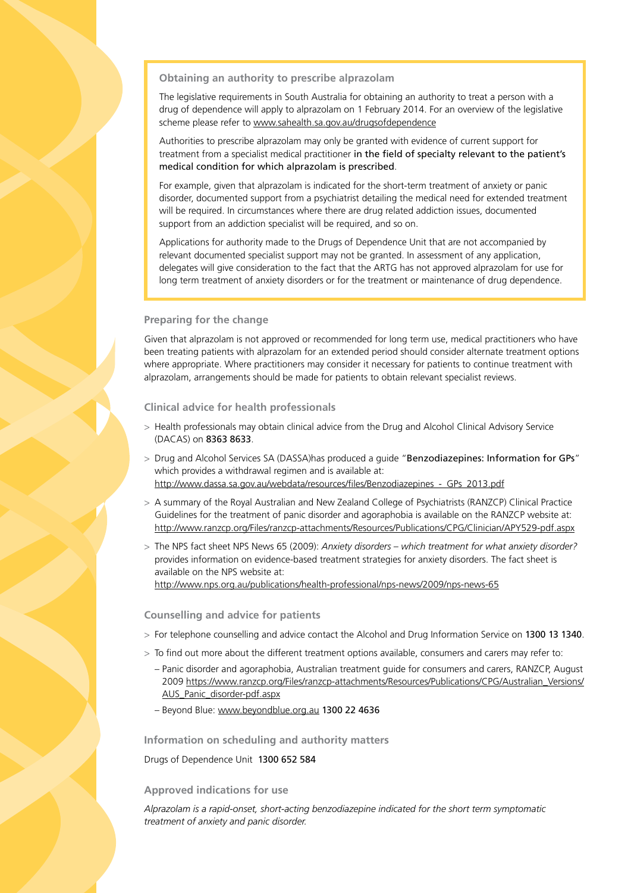### Obtaining an authority to prescribe alprazolam

The legislative requirements in South Australia for obtaining an authority to treat a person with a drug of dependence will apply to alprazolam on 1 February 2014. For an overview of the legislative scheme please refer to www.sahealth.sa.gov.au/drugsofdependence

Authorities to prescribe alprazolam may only be granted with evidence of current support for treatment from a specialist medical practitioner in the field of specialty relevant to the patient's medical condition for which alprazolam is prescribed.

For example, given that alprazolam is indicated for the short-term treatment of anxiety or panic disorder, documented support from a psychiatrist detailing the medical need for extended treatment will be required. In circumstances where there are drug related addiction issues, documented support from an addiction specialist will be required, and so on.

Applications for authority made to the Drugs of Dependence Unit that are not accompanied by relevant documented specialist support may not be granted. In assessment of any application, delegates will give consideration to the fact that the ARTG has not approved alprazolam for use for long term treatment of anxiety disorders or for the treatment or maintenance of drug dependence.

### Preparing for the change

Given that alprazolam is not approved or recommended for long term use, medical practitioners who have been treating patients with alprazolam for an extended period should consider alternate treatment options where appropriate. Where practitioners may consider it necessary for patients to continue treatment with alprazolam, arrangements should be made for patients to obtain relevant specialist reviews.

### Clinical advice for health professionals

- Health professionals may obtain clinical advice from the Drug and Alcohol Clinical Advisory Service (DACAS) on 8363 8633.
- Drug and Alcohol Services SA (DASSA)has produced a guide "Benzodiazepines: Information for GPs" which provides a withdrawal regimen and is available at: http://www.dassa.sa.gov.au/webdata/resources/files/Benzodiazepines_-_GPs_2013.pdf
- A summary of the Royal Australian and New Zealand College of Psychiatrists (RANZCP) Clinical Practice Guidelines for the treatment of panic disorder and agoraphobia is available on the RANZCP website at: http://www.ranzcp.org/Files/ranzcp-attachments/Resources/Publications/CPG/Clinician/APY529-pdf.aspx
- The NPS fact sheet NPS News 65 (2009): *Anxiety disorders – which treatment for what anxiety disorder?* provides information on evidence-based treatment strategies for anxiety disorders. The fact sheet is available on the NPS website at: http://www.nps.org.au/publications/health-professional/nps-news/2009/nps-news-65

### Counselling and advice for patients

- For telephone counselling and advice contact the Alcohol and Drug Information Service on 1300 13 1340.
- To find out more about the different treatment options available, consumers and carers may refer to:
  - Panic disorder and agoraphobia, Australian treatment guide for consumers and carers, RANZCP, August 2009 https://www.ranzcp.org/Files/ranzcp-attachments/Resources/Publications/CPG/Australian_Versions/AUS_Panic_disorder-pdf.aspx
  - Beyond Blue: www.beyondblue.org.au 1300 22 4636

### Information on scheduling and authority matters

Drugs of Dependence Unit 1300 652 584

### Approved indications for use

*Alprazolam is a rapid-onset, short-acting benzodiazepine indicated for the short term symptomatic treatment of anxiety and panic disorder.*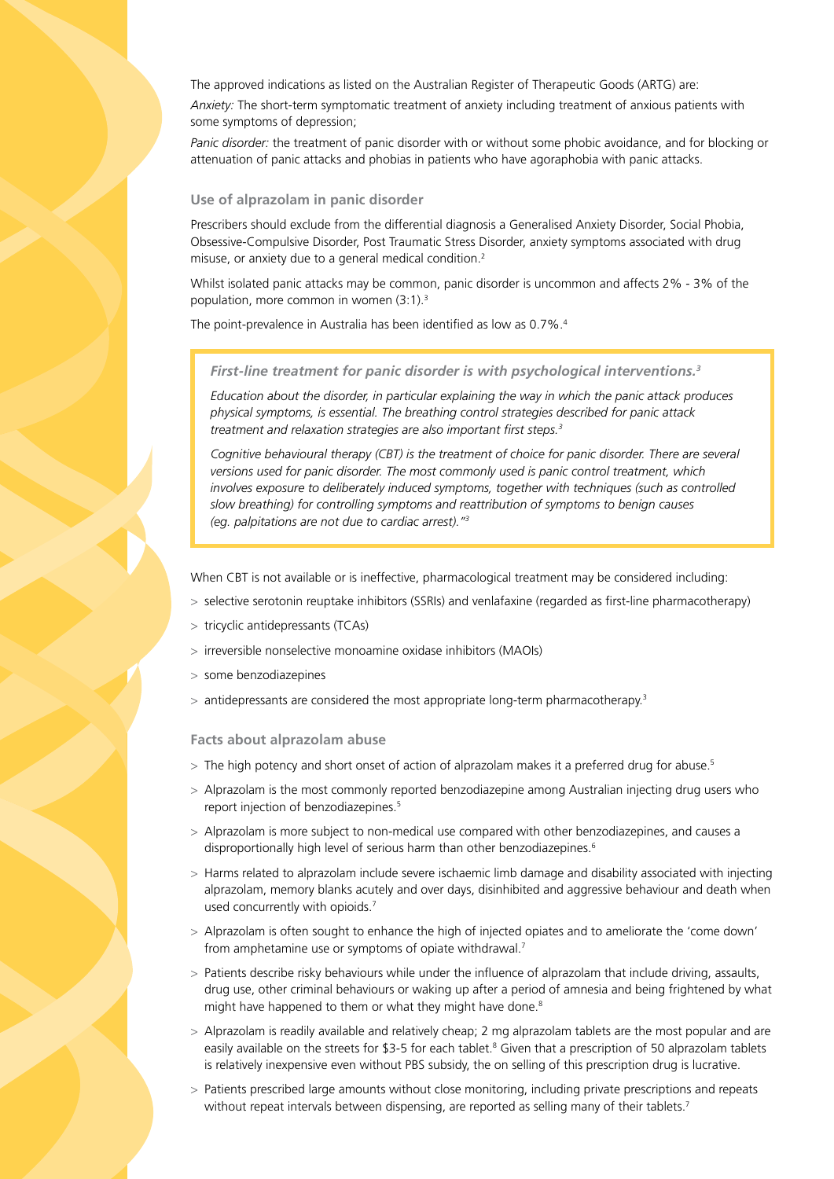The approved indications as listed on the Australian Register of Therapeutic Goods (ARTG) are:

*Anxiety:* The short-term symptomatic treatment of anxiety including treatment of anxious patients with some symptoms of depression;

*Panic disorder:* the treatment of panic disorder with or without some phobic avoidance, and for blocking or attenuation of panic attacks and phobias in patients who have agoraphobia with panic attacks.

### Use of alprazolam in panic disorder

Prescribers should exclude from the differential diagnosis a Generalised Anxiety Disorder, Social Phobia, Obsessive-Compulsive Disorder, Post Traumatic Stress Disorder, anxiety symptoms associated with drug misuse, or anxiety due to a general medical condition.[2]

Whilst isolated panic attacks may be common, panic disorder is uncommon and affects 2% - 3% of the population, more common in women (3:1).[3]

The point-prevalence in Australia has been identified as low as 0.7%.[4]

> ***First-line treatment for panic disorder is with psychological interventions.[3]***
>
> *Education about the disorder, in particular explaining the way in which the panic attack produces physical symptoms, is essential. The breathing control strategies described for panic attack treatment and relaxation strategies are also important first steps.[3]*
>
> *Cognitive behavioural therapy (CBT) is the treatment of choice for panic disorder. There are several versions used for panic disorder. The most commonly used is panic control treatment, which involves exposure to deliberately induced symptoms, together with techniques (such as controlled slow breathing) for controlling symptoms and reattribution of symptoms to benign causes (eg. palpitations are not due to cardiac arrest)."[3]*

When CBT is not available or is ineffective, pharmacological treatment may be considered including:

- selective serotonin reuptake inhibitors (SSRIs) and venlafaxine (regarded as first-line pharmacotherapy)
- tricyclic antidepressants (TCAs)
- irreversible nonselective monoamine oxidase inhibitors (MAOIs)
- some benzodiazepines
- antidepressants are considered the most appropriate long-term pharmacotherapy.[3]

### Facts about alprazolam abuse

- The high potency and short onset of action of alprazolam makes it a preferred drug for abuse.[5]
- Alprazolam is the most commonly reported benzodiazepine among Australian injecting drug users who report injection of benzodiazepines.[5]
- Alprazolam is more subject to non-medical use compared with other benzodiazepines, and causes a disproportionally high level of serious harm than other benzodiazepines.[6]
- Harms related to alprazolam include severe ischaemic limb damage and disability associated with injecting alprazolam, memory blanks acutely and over days, disinhibited and aggressive behaviour and death when used concurrently with opioids.[7]
- Alprazolam is often sought to enhance the high of injected opiates and to ameliorate the 'come down' from amphetamine use or symptoms of opiate withdrawal.[7]
- Patients describe risky behaviours while under the influence of alprazolam that include driving, assaults, drug use, other criminal behaviours or waking up after a period of amnesia and being frightened by what might have happened to them or what they might have done.[8]
- Alprazolam is readily available and relatively cheap; 2 mg alprazolam tablets are the most popular and are easily available on the streets for $3-5 for each tablet.[8] Given that a prescription of 50 alprazolam tablets is relatively inexpensive even without PBS subsidy, the on selling of this prescription drug is lucrative.
- Patients prescribed large amounts without close monitoring, including private prescriptions and repeats without repeat intervals between dispensing, are reported as selling many of their tablets.[7]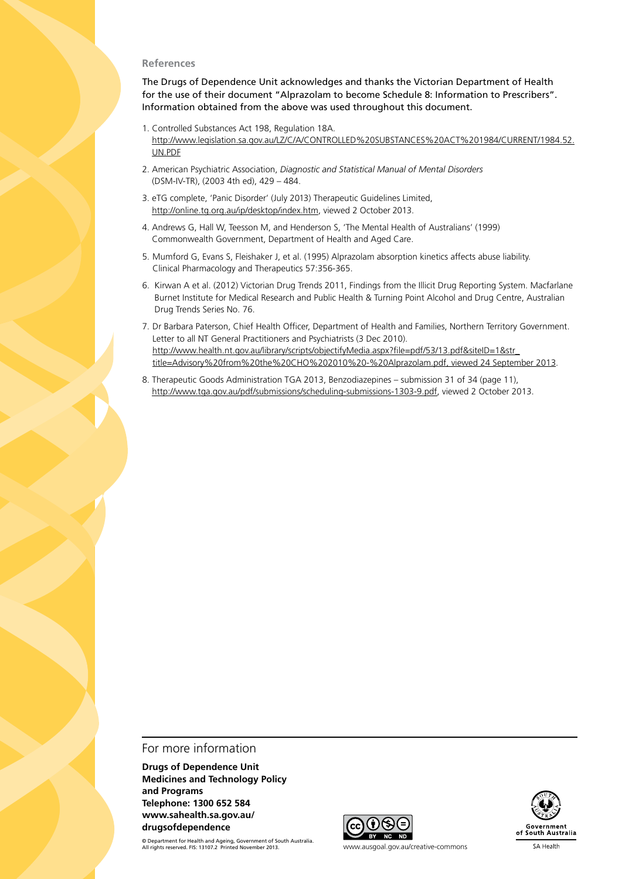## References

The Drugs of Dependence Unit acknowledges and thanks the Victorian Department of Health for the use of their document "Alprazolam to become Schedule 8: Information to Prescribers". Information obtained from the above was used throughout this document.

1. Controlled Substances Act 198, Regulation 18A. http://www.legislation.sa.gov.au/LZ/C/A/CONTROLLED%20SUBSTANCES%20ACT%201984/CURRENT/1984.52.UN.PDF
2. American Psychiatric Association, *Diagnostic and Statistical Manual of Mental Disorders* (DSM-IV-TR), (2003 4th ed), 429 – 484.
3. eTG complete, 'Panic Disorder' (July 2013) Therapeutic Guidelines Limited, http://online.tg.org.au/ip/desktop/index.htm, viewed 2 October 2013.
4. Andrews G, Hall W, Teesson M, and Henderson S, 'The Mental Health of Australians' (1999) Commonwealth Government, Department of Health and Aged Care.
5. Mumford G, Evans S, Fleishaker J, et al. (1995) Alprazolam absorption kinetics affects abuse liability. Clinical Pharmacology and Therapeutics 57:356-365.
6. Kirwan A et al. (2012) Victorian Drug Trends 2011, Findings from the Illicit Drug Reporting System. Macfarlane Burnet Institute for Medical Research and Public Health & Turning Point Alcohol and Drug Centre, Australian Drug Trends Series No. 76.
7. Dr Barbara Paterson, Chief Health Officer, Department of Health and Families, Northern Territory Government. Letter to all NT General Practitioners and Psychiatrists (3 Dec 2010). http://www.health.nt.gov.au/library/scripts/objectifyMedia.aspx?file=pdf/53/13.pdf&siteID=1&str_title=Advisory%20from%20the%20CHO%202010%20-%20Alprazolam.pdf, viewed 24 September 2013.
8. Therapeutic Goods Administration TGA 2013, Benzodiazepines – submission 31 of 34 (page 11), http://www.tga.gov.au/pdf/submissions/scheduling-submissions-1303-9.pdf, viewed 2 October 2013.

## For more information

**Drugs of Dependence Unit**
**Medicines and Technology Policy and Programs**
**Telephone: 1300 652 584**
**www.sahealth.sa.gov.au/drugsofdependence**

© Department for Health and Ageing, Government of South Australia. All rights reserved. FIS: 13107.2 Printed November 2013.

www.ausgoal.gov.au/creative-commons

Government of South Australia
SA Health